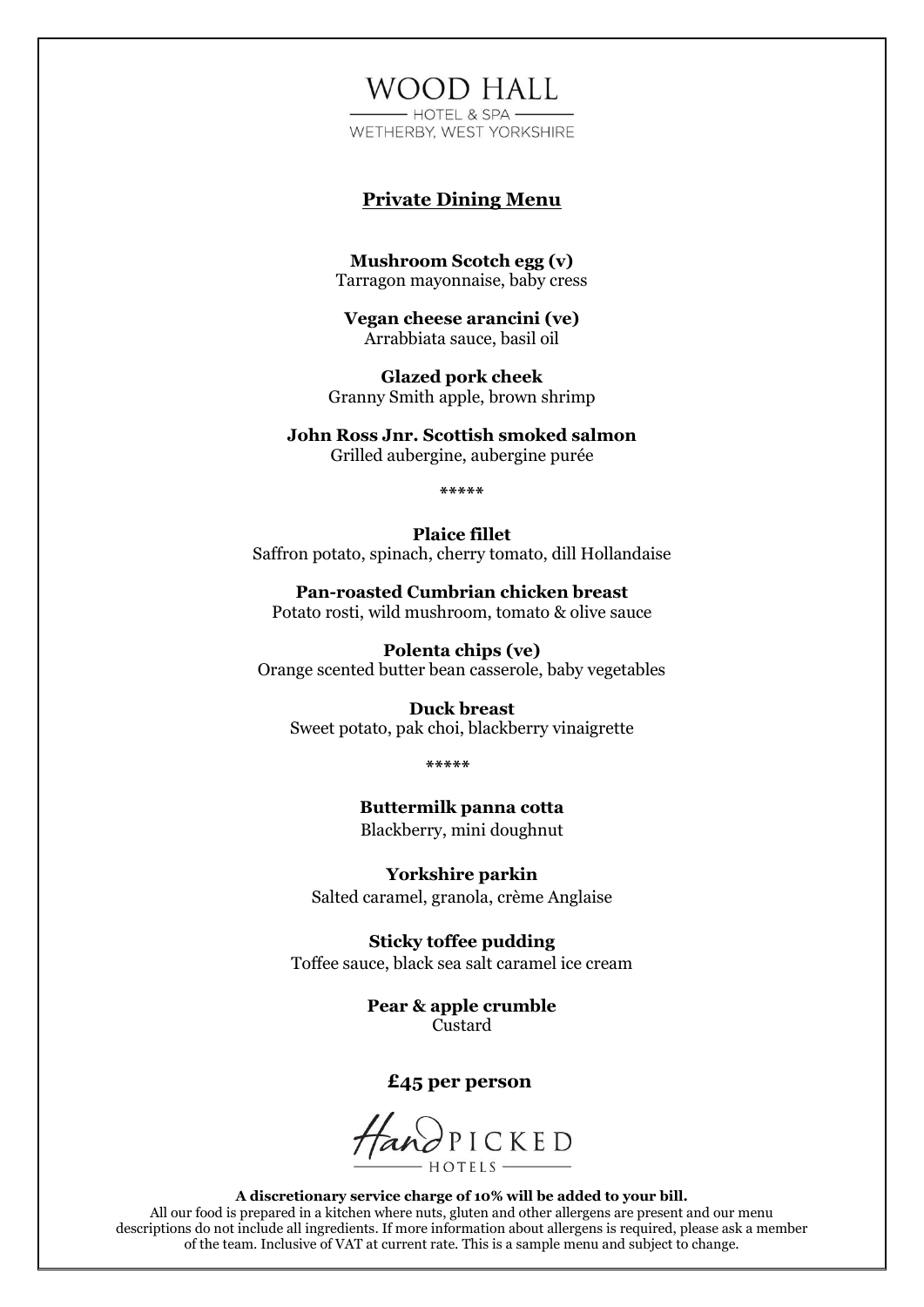# WOOD HALL

HOTEL & SPA

WETHERBY, WEST YORKSHIRE

## Private Dining Menu

**Mushroom Scotch egg (v)**
Tarragon mayonnaise, baby cress

**Vegan cheese arancini (ve)**
Arrabbiata sauce, basil oil

**Glazed pork cheek**
Granny Smith apple, brown shrimp

**John Ross Jnr. Scottish smoked salmon**
Grilled aubergine, aubergine purée

*****

**Plaice fillet**
Saffron potato, spinach, cherry tomato, dill Hollandaise

**Pan-roasted Cumbrian chicken breast**
Potato rosti, wild mushroom, tomato & olive sauce

**Polenta chips (ve)**
Orange scented butter bean casserole, baby vegetables

**Duck breast**
Sweet potato, pak choi, blackberry vinaigrette

*****

**Buttermilk panna cotta**
Blackberry, mini doughnut

**Yorkshire parkin**
Salted caramel, granola, crème Anglaise

**Sticky toffee pudding**
Toffee sauce, black sea salt caramel ice cream

**Pear & apple crumble**
Custard

**£45 per person**

HandPICKED HOTELS

**A discretionary service charge of 10% will be added to your bill.**
All our food is prepared in a kitchen where nuts, gluten and other allergens are present and our menu descriptions do not include all ingredients. If more information about allergens is required, please ask a member of the team. Inclusive of VAT at current rate. This is a sample menu and subject to change.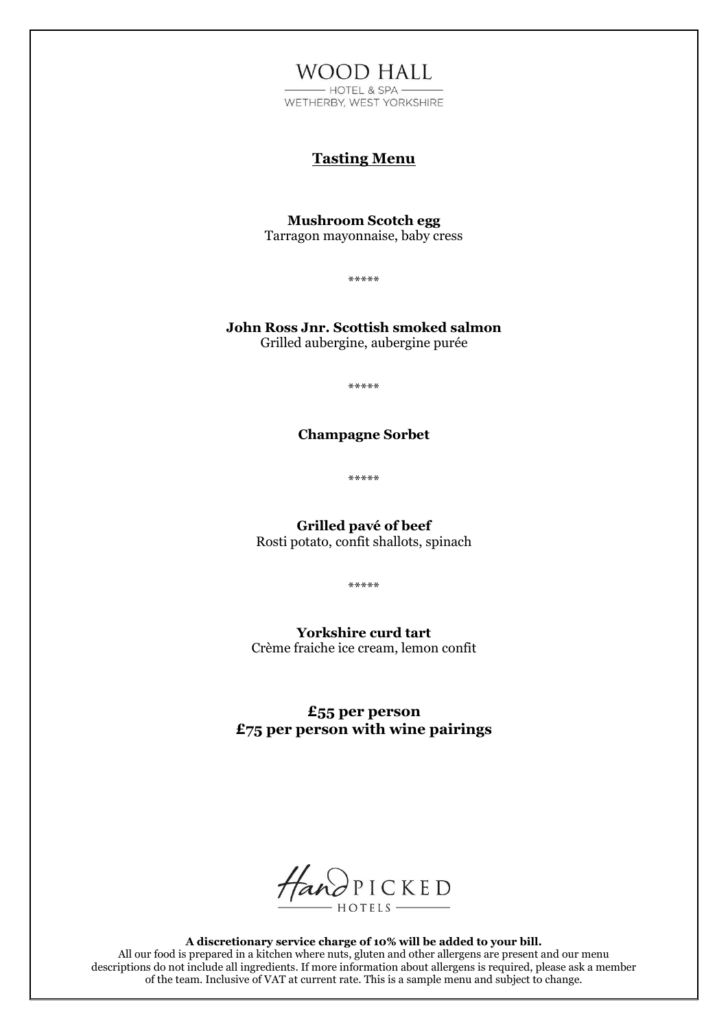WOOD HALL

HOTEL & SPA

WETHERBY, WEST YORKSHIRE

## Tasting Menu

**Mushroom Scotch egg**
Tarragon mayonnaise, baby cress

*****

**John Ross Jnr. Scottish smoked salmon**
Grilled aubergine, aubergine purée

*****

**Champagne Sorbet**

*****

**Grilled pavé of beef**
Rosti potato, confit shallots, spinach

*****

**Yorkshire curd tart**
Crème fraiche ice cream, lemon confit

**£55 per person**
**£75 per person with wine pairings**

HandPICKED HOTELS

**A discretionary service charge of 10% will be added to your bill.**
All our food is prepared in a kitchen where nuts, gluten and other allergens are present and our menu descriptions do not include all ingredients. If more information about allergens is required, please ask a member of the team. Inclusive of VAT at current rate. This is a sample menu and subject to change.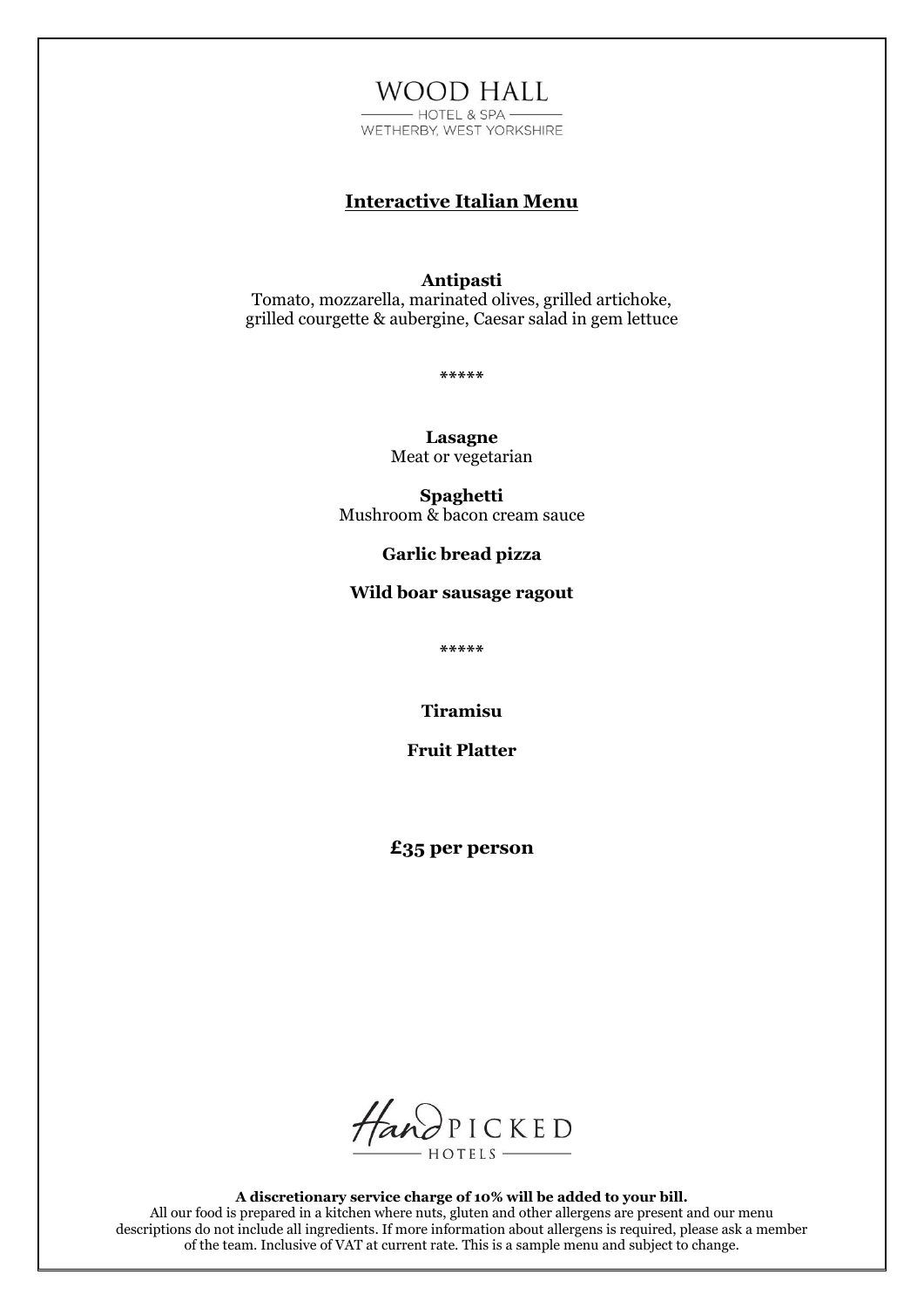WOOD HALL

HOTEL & SPA

WETHERBY, WEST YORKSHIRE

## Interactive Italian Menu

**Antipasti**

Tomato, mozzarella, marinated olives, grilled artichoke, grilled courgette & aubergine, Caesar salad in gem lettuce

*****

**Lasagne**

Meat or vegetarian

**Spaghetti**

Mushroom & bacon cream sauce

**Garlic bread pizza**

**Wild boar sausage ragout**

*****

**Tiramisu**

**Fruit Platter**

**£35 per person**

HandPICKED HOTELS

**A discretionary service charge of 10% will be added to your bill.**

All our food is prepared in a kitchen where nuts, gluten and other allergens are present and our menu descriptions do not include all ingredients. If more information about allergens is required, please ask a member of the team. Inclusive of VAT at current rate. This is a sample menu and subject to change.